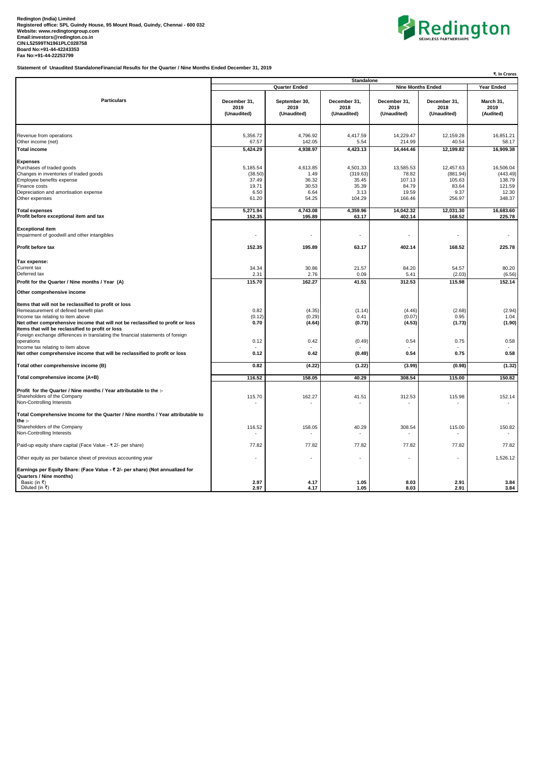**Redington (India) Limited**
**Registered office: SPL Guindy House, 95 Mount Road, Guindy, Chennai - 600 032**
**Website: www.redingtongroup.com**
**Email:investors@redington.co.in**
**CIN:L52599TN1961PLC028758**
**Board No:+91-44-42243353**
**Fax No:+91-44-22253799**

**Statement of Unaudited StandaloneFinancial Results for the Quarter / Nine Months Ended December 31, 2019**

₹. In Crores

| Particulars | Standalone | | | | | |
|---|---|---|---|---|---|---|
| | Quarter Ended | | | Nine Months Ended | | Year Ended |
| | December 31, 2019 (Unaudited) | September 30, 2019 (Unaudited) | December 31, 2018 (Unaudited) | December 31, 2019 (Unaudited) | December 31, 2018 (Unaudited) | March 31, 2019 (Audited) |
| Revenue from operations | 5,356.72 | 4,796.92 | 4,417.59 | 14,229.47 | 12,159.28 | 16,851.21 |
| Other income (net) | 67.57 | 142.05 | 5.54 | 214.99 | 40.54 | 58.17 |
| **Total income** | **5,424.29** | **4,938.97** | **4,423.13** | **14,444.46** | **12,199.82** | **16,909.38** |
| **Expenses** | | | | | | |
| Purchases of traded goods | 5,185.54 | 4,613.85 | 4,501.33 | 13,585.53 | 12,457.63 | 16,506.04 |
| Changes in inventories of traded goods | (38.50) | 1.49 | (319.63) | 78.82 | (881.94) | (443.49) |
| Employee benefits expense | 37.49 | 36.32 | 35.45 | 107.13 | 105.63 | 138.79 |
| Finance costs | 19.71 | 30.53 | 35.39 | 84.79 | 83.64 | 121.59 |
| Depreciation and amortisation expense | 6.50 | 6.64 | 3.13 | 19.59 | 9.37 | 12.30 |
| Other expenses | 61.20 | 54.25 | 104.29 | 166.46 | 256.97 | 348.37 |
| **Total expenses** | **5,271.94** | **4,743.08** | **4,359.96** | **14,042.32** | **12,031.30** | **16,683.60** |
| **Profit before exceptional item and tax** | **152.35** | **195.89** | **63.17** | **402.14** | **168.52** | **225.78** |
| **Exceptional item** | | | | | | |
| Impairment of goodwill and other intangibles | - | - | - | - | - | - |
| **Profit before tax** | **152.35** | **195.89** | **63.17** | **402.14** | **168.52** | **225.78** |
| **Tax expense:** | | | | | | |
| Current tax | 34.34 | 30.86 | 21.57 | 84.20 | 54.57 | 80.20 |
| Deferred tax | 2.31 | 2.76 | 0.09 | 5.41 | (2.03) | (6.56) |
| **Profit for the Quarter / Nine months / Year (A)** | **115.70** | **162.27** | **41.51** | **312.53** | **115.98** | **152.14** |
| **Other comprehensive income** | | | | | | |
| **Items that will not be reclassified to profit or loss** | | | | | | |
| Remeasurement of defined benefit plan | 0.82 | (4.35) | (1.14) | (4.46) | (2.68) | (2.94) |
| Income tax relating to item above | (0.12) | (0.29) | 0.41 | (0.07) | 0.95 | 1.04 |
| **Net other comprehensive income that will not be reclassified to profit or loss** | **0.70** | **(4.64)** | **(0.73)** | **(4.53)** | **(1.73)** | **(1.90)** |
| **Items that will be reclassified to profit or loss** | | | | | | |
| Foreign exchange differences in translating the financial statements of foreign operations | 0.12 | 0.42 | (0.49) | 0.54 | 0.75 | 0.58 |
| Income tax relating to item above | - | - | - | - | - | - |
| **Net other comprehensive income that will be reclassified to profit or loss** | **0.12** | **0.42** | **(0.49)** | **0.54** | **0.75** | **0.58** |
| **Total other comprehensive income (B)** | **0.82** | **(4.22)** | **(1.22)** | **(3.99)** | **(0.98)** | **(1.32)** |
| **Total comprehensive income (A+B)** | **116.52** | **158.05** | **40.29** | **308.54** | **115.00** | **150.82** |
| **Profit for the Quarter / Nine months / Year attributable to the :-** | | | | | | |
| Shareholders of the Company | 115.70 | 162.27 | 41.51 | 312.53 | 115.98 | 152.14 |
| Non-Controlling Interests | - | - | - | - | - | - |
| **Total Comprehensive Income for the Quarter / Nine months / Year attributable to the :-** | | | | | | |
| Shareholders of the Company | 116.52 | 158.05 | 40.29 | 308.54 | 115.00 | 150.82 |
| Non-Controlling Interests | - | - | - | - | - | - |
| Paid-up equity share capital (Face Value - ₹ 2/- per share) | 77.82 | 77.82 | 77.82 | 77.82 | 77.82 | 77.82 |
| Other equity as per balance sheet of previous accounting year | - | - | - | - | - | 1,526.12 |
| **Earnings per Equity Share: (Face Value - ₹ 2/- per share) (Not annualized for Quarters / Nine months)** | | | | | | |
| Basic (in ₹) | **2.97** | **4.17** | **1.05** | **8.03** | **2.91** | **3.84** |
| Diluted (in ₹) | **2.97** | **4.17** | **1.05** | **8.03** | **2.91** | **3.84** |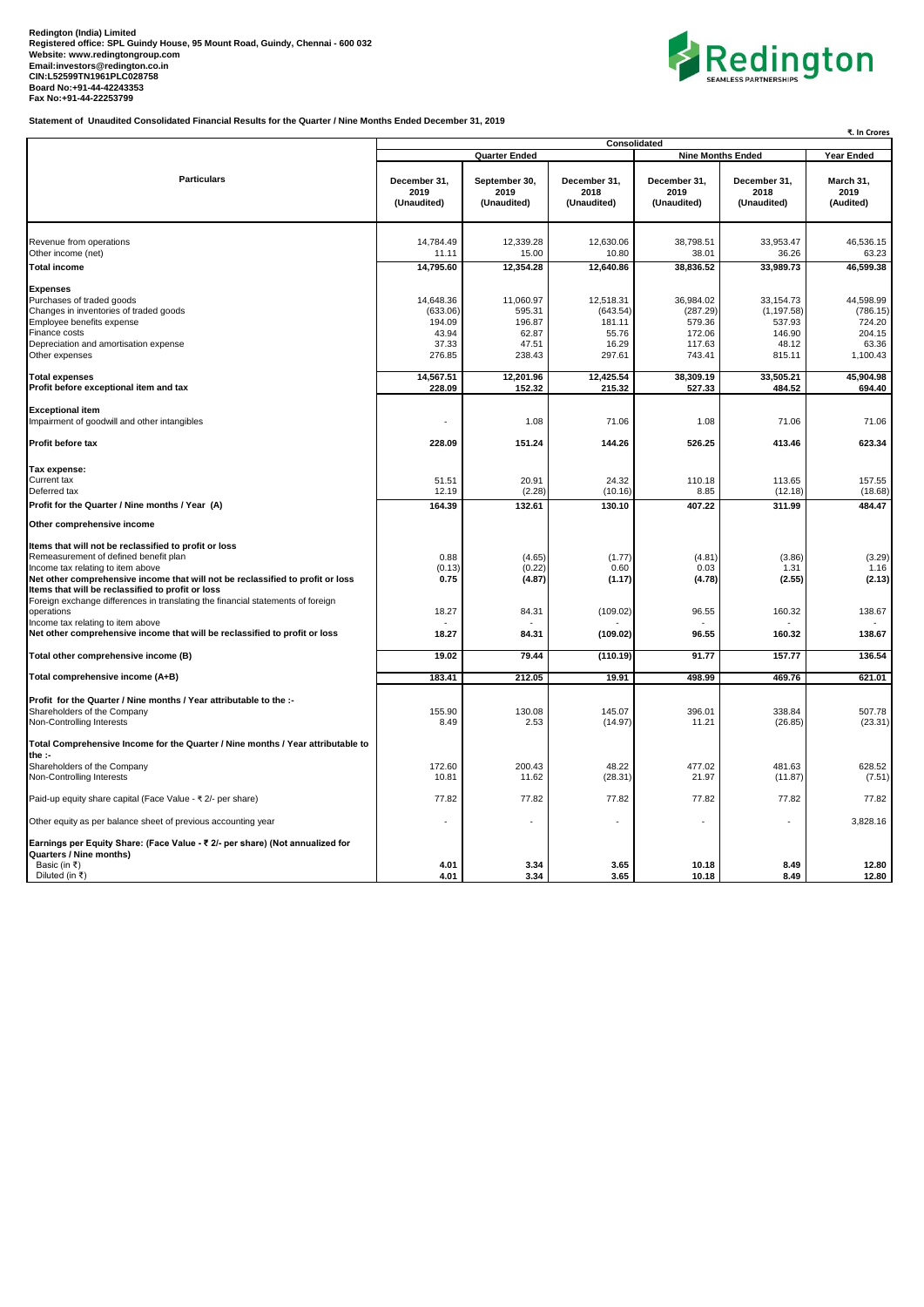**Redington (India) Limited**
**Registered office: SPL Guindy House, 95 Mount Road, Guindy, Chennai - 600 032**
**Website: www.redingtongroup.com**
**Email:investors@redington.co.in**
**CIN:L52599TN1961PLC028758**
**Board No:+91-44-42243353**
**Fax No:+91-44-22253799**

**Statement of Unaudited Consolidated Financial Results for the Quarter / Nine Months Ended December 31, 2019**

₹. In Crores

| Particulars | Consolidated | | | | | |
|---|---|---|---|---|---|---|
| | Quarter Ended | | | Nine Months Ended | | Year Ended |
| | December 31, 2019 (Unaudited) | September 30, 2019 (Unaudited) | December 31, 2018 (Unaudited) | December 31, 2019 (Unaudited) | December 31, 2018 (Unaudited) | March 31, 2019 (Audited) |
| Revenue from operations | 14,784.49 | 12,339.28 | 12,630.06 | 38,798.51 | 33,953.47 | 46,536.15 |
| Other income (net) | 11.11 | 15.00 | 10.80 | 38.01 | 36.26 | 63.23 |
| **Total income** | **14,795.60** | **12,354.28** | **12,640.86** | **38,836.52** | **33,989.73** | **46,599.38** |
| **Expenses** | | | | | | |
| Purchases of traded goods | 14,648.36 | 11,060.97 | 12,518.31 | 36,984.02 | 33,154.73 | 44,598.99 |
| Changes in inventories of traded goods | (633.06) | 595.31 | (643.54) | (287.29) | (1,197.58) | (786.15) |
| Employee benefits expense | 194.09 | 196.87 | 181.11 | 579.36 | 537.93 | 724.20 |
| Finance costs | 43.94 | 62.87 | 55.76 | 172.06 | 146.90 | 204.15 |
| Depreciation and amortisation expense | 37.33 | 47.51 | 16.29 | 117.63 | 48.12 | 63.36 |
| Other expenses | 276.85 | 238.43 | 297.61 | 743.41 | 815.11 | 1,100.43 |
| **Total expenses** | **14,567.51** | **12,201.96** | **12,425.54** | **38,309.19** | **33,505.21** | **45,904.98** |
| **Profit before exceptional item and tax** | **228.09** | **152.32** | **215.32** | **527.33** | **484.52** | **694.40** |
| **Exceptional item** | | | | | | |
| Impairment of goodwill and other intangibles | - | 1.08 | 71.06 | 1.08 | 71.06 | 71.06 |
| **Profit before tax** | **228.09** | **151.24** | **144.26** | **526.25** | **413.46** | **623.34** |
| **Tax expense:** | | | | | | |
| Current tax | 51.51 | 20.91 | 24.32 | 110.18 | 113.65 | 157.55 |
| Deferred tax | 12.19 | (2.28) | (10.16) | 8.85 | (12.18) | (18.68) |
| **Profit for the Quarter / Nine months / Year (A)** | **164.39** | **132.61** | **130.10** | **407.22** | **311.99** | **484.47** |
| **Other comprehensive income** | | | | | | |
| **Items that will not be reclassified to profit or loss** | | | | | | |
| Remeasurement of defined benefit plan | 0.88 | (4.65) | (1.77) | (4.81) | (3.86) | (3.29) |
| Income tax relating to item above | (0.13) | (0.22) | 0.60 | 0.03 | 1.31 | 1.16 |
| **Net other comprehensive income that will not be reclassified to profit or loss** | **0.75** | **(4.87)** | **(1.17)** | **(4.78)** | **(2.55)** | **(2.13)** |
| **Items that will be reclassified to profit or loss** | | | | | | |
| Foreign exchange differences in translating the financial statements of foreign operations | 18.27 | 84.31 | (109.02) | 96.55 | 160.32 | 138.67 |
| Income tax relating to item above | - | - | - | - | - | - |
| **Net other comprehensive income that will be reclassified to profit or loss** | **18.27** | **84.31** | **(109.02)** | **96.55** | **160.32** | **138.67** |
| **Total other comprehensive income (B)** | **19.02** | **79.44** | **(110.19)** | **91.77** | **157.77** | **136.54** |
| **Total comprehensive income (A+B)** | **183.41** | **212.05** | **19.91** | **498.99** | **469.76** | **621.01** |
| **Profit for the Quarter / Nine months / Year attributable to the :-** | | | | | | |
| Shareholders of the Company | 155.90 | 130.08 | 145.07 | 396.01 | 338.84 | 507.78 |
| Non-Controlling Interests | 8.49 | 2.53 | (14.97) | 11.21 | (26.85) | (23.31) |
| **Total Comprehensive Income for the Quarter / Nine months / Year attributable to the :-** | | | | | | |
| Shareholders of the Company | 172.60 | 200.43 | 48.22 | 477.02 | 481.63 | 628.52 |
| Non-Controlling Interests | 10.81 | 11.62 | (28.31) | 21.97 | (11.87) | (7.51) |
| Paid-up equity share capital (Face Value - ₹ 2/- per share) | 77.82 | 77.82 | 77.82 | 77.82 | 77.82 | 77.82 |
| Other equity as per balance sheet of previous accounting year | - | - | - | - | - | 3,828.16 |
| **Earnings per Equity Share: (Face Value - ₹ 2/- per share) (Not annualized for Quarters / Nine months)** | | | | | | |
| Basic (in ₹) | **4.01** | **3.34** | **3.65** | **10.18** | **8.49** | **12.80** |
| Diluted (in ₹) | **4.01** | **3.34** | **3.65** | **10.18** | **8.49** | **12.80** |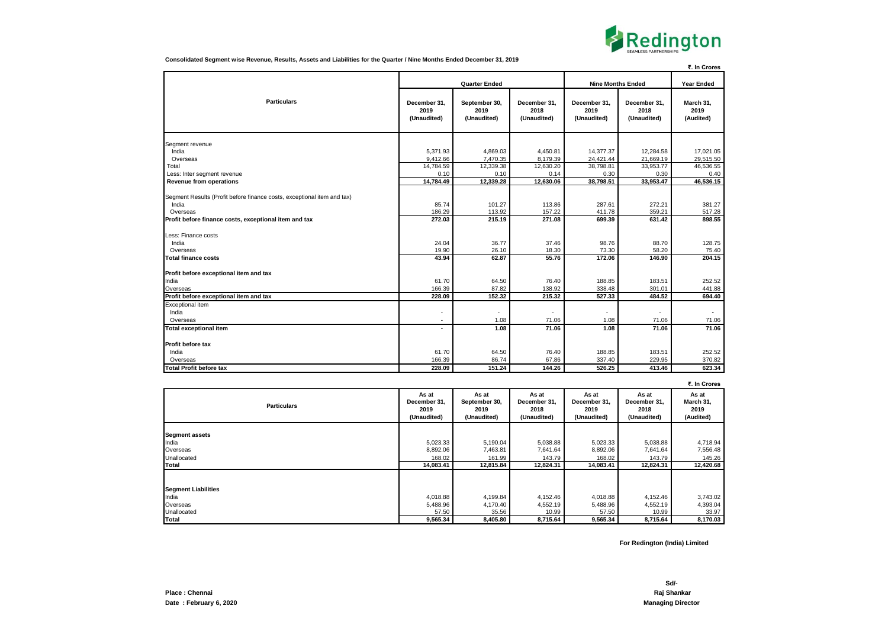Redington
SEAMLESS PARTNERSHIPS

**Consolidated Segment wise Revenue, Results, Assets and Liabilities for the Quarter / Nine Months Ended December 31, 2019**

**₹. In Crores**

| Particulars | Quarter Ended | | | Nine Months Ended | | Year Ended |
|---|---|---|---|---|---|---|
| | December 31, 2019 (Unaudited) | September 30, 2019 (Unaudited) | December 31, 2018 (Unaudited) | December 31, 2019 (Unaudited) | December 31, 2018 (Unaudited) | March 31, 2019 (Audited) |
| Segment revenue | | | | | | |
| India | 5,371.93 | 4,869.03 | 4,450.81 | 14,377.37 | 12,284.58 | 17,021.05 |
| Overseas | 9,412.66 | 7,470.35 | 8,179.39 | 24,421.44 | 21,669.19 | 29,515.50 |
| Total | 14,784.59 | 12,339.38 | 12,630.20 | 38,798.81 | 33,953.77 | 46,536.55 |
| Less: Inter segment revenue | 0.10 | 0.10 | 0.14 | 0.30 | 0.30 | 0.40 |
| **Revenue from operations** | **14,784.49** | **12,339.28** | **12,630.06** | **38,798.51** | **33,953.47** | **46,536.15** |
| Segment Results (Profit before finance costs, exceptional item and tax) | | | | | | |
| India | 85.74 | 101.27 | 113.86 | 287.61 | 272.21 | 381.27 |
| Overseas | 186.29 | 113.92 | 157.22 | 411.78 | 359.21 | 517.28 |
| **Profit before finance costs, exceptional item and tax** | **272.03** | **215.19** | **271.08** | **699.39** | **631.42** | **898.55** |
| Less: Finance costs | | | | | | |
| India | 24.04 | 36.77 | 37.46 | 98.76 | 88.70 | 128.75 |
| Overseas | 19.90 | 26.10 | 18.30 | 73.30 | 58.20 | 75.40 |
| **Total finance costs** | **43.94** | **62.87** | **55.76** | **172.06** | **146.90** | **204.15** |
| **Profit before exceptional item and tax** | | | | | | |
| India | 61.70 | 64.50 | 76.40 | 188.85 | 183.51 | 252.52 |
| Overseas | 166.39 | 87.82 | 138.92 | 338.48 | 301.01 | 441.88 |
| **Profit before exceptional item and tax** | **228.09** | **152.32** | **215.32** | **527.33** | **484.52** | **694.40** |
| Exceptional item | | | | | | |
| India | - | - | - | - | - | - |
| Overseas | - | 1.08 | 71.06 | 1.08 | 71.06 | 71.06 |
| **Total exceptional item** | **-** | **1.08** | **71.06** | **1.08** | **71.06** | **71.06** |
| **Profit before tax** | | | | | | |
| India | 61.70 | 64.50 | 76.40 | 188.85 | 183.51 | 252.52 |
| Overseas | 166.39 | 86.74 | 67.86 | 337.40 | 229.95 | 370.82 |
| **Total Profit before tax** | **228.09** | **151.24** | **144.26** | **526.25** | **413.46** | **623.34** |

**₹. In Crores**

| Particulars | As at December 31, 2019 (Unaudited) | As at September 30, 2019 (Unaudited) | As at December 31, 2018 (Unaudited) | As at December 31, 2019 (Unaudited) | As at December 31, 2018 (Unaudited) | As at March 31, 2019 (Audited) |
|---|---|---|---|---|---|---|
| **Segment assets** | | | | | | |
| India | 5,023.33 | 5,190.04 | 5,038.88 | 5,023.33 | 5,038.88 | 4,718.94 |
| Overseas | 8,892.06 | 7,463.81 | 7,641.64 | 8,892.06 | 7,641.64 | 7,556.48 |
| Unallocated | 168.02 | 161.99 | 143.79 | 168.02 | 143.79 | 145.26 |
| **Total** | **14,083.41** | **12,815.84** | **12,824.31** | **14,083.41** | **12,824.31** | **12,420.68** |
| **Segment Liabilities** | | | | | | |
| India | 4,018.88 | 4,199.84 | 4,152.46 | 4,018.88 | 4,152.46 | 3,743.02 |
| Overseas | 5,488.96 | 4,170.40 | 4,552.19 | 5,488.96 | 4,552.19 | 4,393.04 |
| Unallocated | 57.50 | 35.56 | 10.99 | 57.50 | 10.99 | 33.97 |
| **Total** | **9,565.34** | **8,405.80** | **8,715.64** | **9,565.34** | **8,715.64** | **8,170.03** |

**For Redington (India) Limited**

**Sd/-**
**Raj Shankar**
**Managing Director**

**Place : Chennai**
**Date : February 6, 2020**